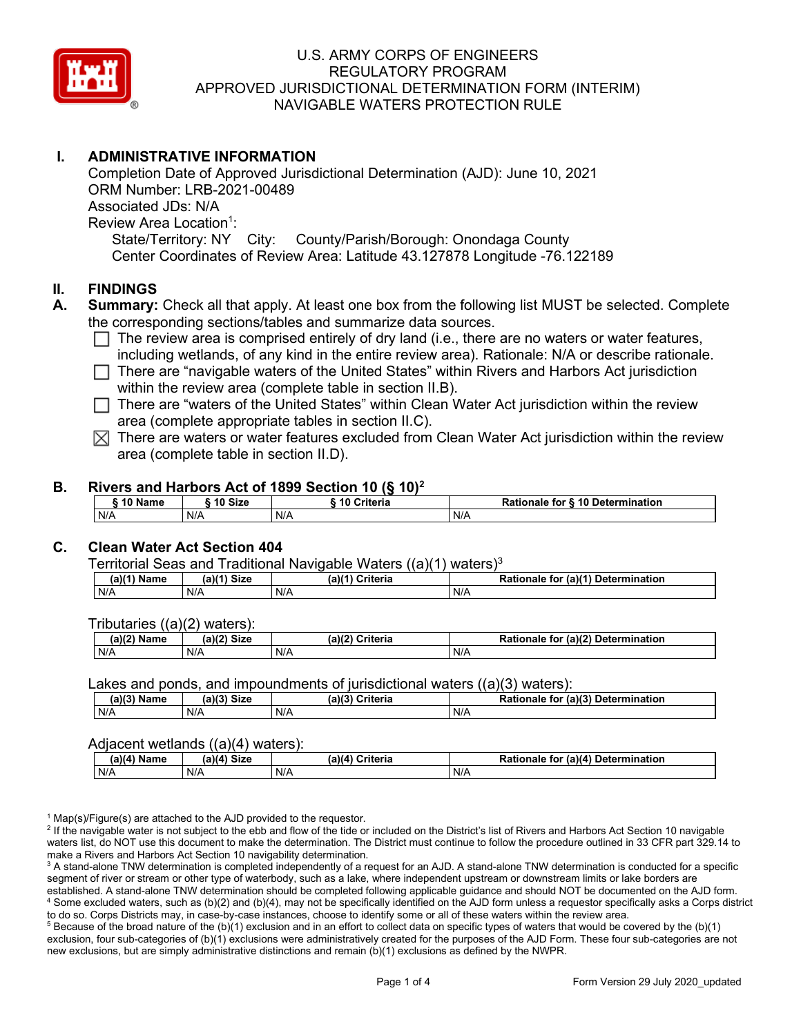# U.S. ARMY CORPS OF ENGINEERS
## REGULATORY PROGRAM
## APPROVED JURISDICTIONAL DETERMINATION FORM (INTERIM)
## NAVIGABLE WATERS PROTECTION RULE

## I. ADMINISTRATIVE INFORMATION

Completion Date of Approved Jurisdictional Determination (AJD): June 10, 2021
ORM Number: LRB-2021-00489
Associated JDs: N/A
Review Area Location[1]:
State/Territory: NY  City:  County/Parish/Borough: Onondaga County
Center Coordinates of Review Area: Latitude 43.127878 Longitude -76.122189

## II. FINDINGS

**A. Summary:** Check all that apply. At least one box from the following list MUST be selected. Complete the corresponding sections/tables and summarize data sources.

- ☐ The review area is comprised entirely of dry land (i.e., there are no waters or water features, including wetlands, of any kind in the entire review area). Rationale: N/A or describe rationale.
- ☐ There are "navigable waters of the United States" within Rivers and Harbors Act jurisdiction within the review area (complete table in section II.B).
- ☐ There are "waters of the United States" within Clean Water Act jurisdiction within the review area (complete appropriate tables in section II.C).
- ☒ There are waters or water features excluded from Clean Water Act jurisdiction within the review area (complete table in section II.D).

**B. Rivers and Harbors Act of 1899 Section 10 (§ 10)[2]**

| § 10 Name | § 10 Size | § 10 Criteria | Rationale for § 10 Determination |
|---|---|---|---|
| N/A | N/A | N/A | N/A |

**C. Clean Water Act Section 404**

Territorial Seas and Traditional Navigable Waters ((a)(1) waters)[3]

| (a)(1) Name | (a)(1) Size | (a)(1) Criteria | Rationale for (a)(1) Determination |
|---|---|---|---|
| N/A | N/A | N/A | N/A |

Tributaries ((a)(2) waters):

| (a)(2) Name | (a)(2) Size | (a)(2) Criteria | Rationale for (a)(2) Determination |
|---|---|---|---|
| N/A | N/A | N/A | N/A |

Lakes and ponds, and impoundments of jurisdictional waters ((a)(3) waters):

| (a)(3) Name | (a)(3) Size | (a)(3) Criteria | Rationale for (a)(3) Determination |
|---|---|---|---|
| N/A | N/A | N/A | N/A |

Adjacent wetlands ((a)(4) waters):

| (a)(4) Name | (a)(4) Size | (a)(4) Criteria | Rationale for (a)(4) Determination |
|---|---|---|---|
| N/A | N/A | N/A | N/A |

[1] Map(s)/Figure(s) are attached to the AJD provided to the requestor.
[2] If the navigable water is not subject to the ebb and flow of the tide or included on the District's list of Rivers and Harbors Act Section 10 navigable waters list, do NOT use this document to make the determination. The District must continue to follow the procedure outlined in 33 CFR part 329.14 to make a Rivers and Harbors Act Section 10 navigability determination.
[3] A stand-alone TNW determination is completed independently of a request for an AJD. A stand-alone TNW determination is conducted for a specific segment of river or stream or other type of waterbody, such as a lake, where independent upstream or downstream limits or lake borders are established. A stand-alone TNW determination should be completed following applicable guidance and should NOT be documented on the AJD form.
[4] Some excluded waters, such as (b)(2) and (b)(4), may not be specifically identified on the AJD form unless a requestor specifically asks a Corps district to do so. Corps Districts may, in case-by-case instances, choose to identify some or all of these waters within the review area.
[5] Because of the broad nature of the (b)(1) exclusion and in an effort to collect data on specific types of waters that would be covered by the (b)(1) exclusion, four sub-categories of (b)(1) exclusions were administratively created for the purposes of the AJD Form. These four sub-categories are not new exclusions, but are simply administrative distinctions and remain (b)(1) exclusions as defined by the NWPR.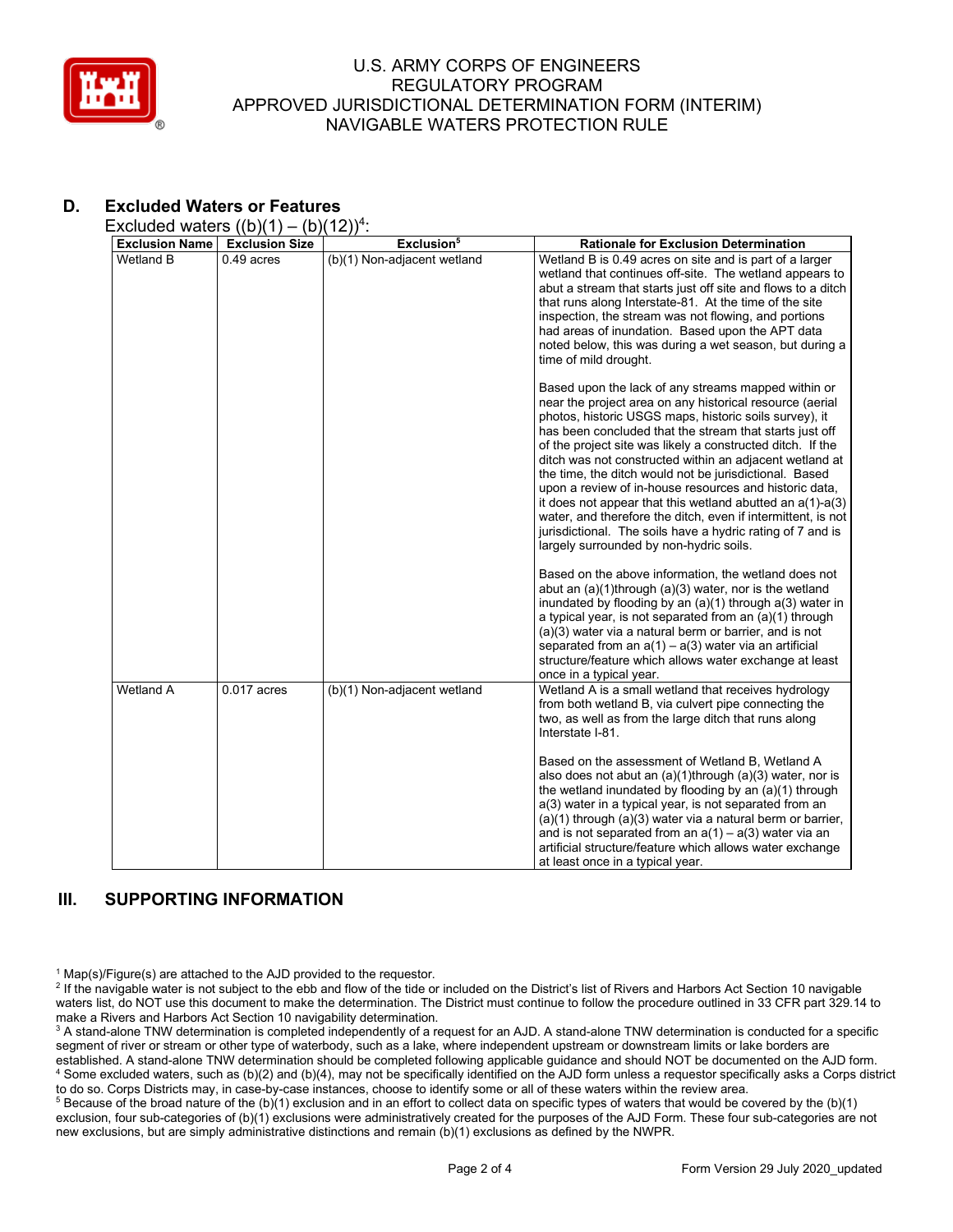### D. Excluded Waters or Features

Excluded waters ((b)(1) – (b)(12))[4]:

| Exclusion Name | Exclusion Size | Exclusion[5] | Rationale for Exclusion Determination |
|---|---|---|---|
| Wetland B | 0.49 acres | (b)(1) Non-adjacent wetland | Wetland B is 0.49 acres on site and is part of a larger wetland that continues off-site. The wetland appears to abut a stream that starts just off site and flows to a ditch that runs along Interstate-81. At the time of the site inspection, the stream was not flowing, and portions had areas of inundation. Based upon the APT data noted below, this was during a wet season, but during a time of mild drought.<br><br>Based upon the lack of any streams mapped within or near the project area on any historical resource (aerial photos, historic USGS maps, historic soils survey), it has been concluded that the stream that starts just off of the project site was likely a constructed ditch. If the ditch was not constructed within an adjacent wetland at the time, the ditch would not be jurisdictional. Based upon a review of in-house resources and historic data, it does not appear that this wetland abutted an a(1)-a(3) water, and therefore the ditch, even if intermittent, is not jurisdictional. The soils have a hydric rating of 7 and is largely surrounded by non-hydric soils.<br><br>Based on the above information, the wetland does not abut an (a)(1)through (a)(3) water, nor is the wetland inundated by flooding by an (a)(1) through a(3) water in a typical year, is not separated from an (a)(1) through (a)(3) water via a natural berm or barrier, and is not separated from an a(1) – a(3) water via an artificial structure/feature which allows water exchange at least once in a typical year. |
| Wetland A | 0.017 acres | (b)(1) Non-adjacent wetland | Wetland A is a small wetland that receives hydrology from both wetland B, via culvert pipe connecting the two, as well as from the large ditch that runs along Interstate I-81.<br><br>Based on the assessment of Wetland B, Wetland A also does not abut an (a)(1)through (a)(3) water, nor is the wetland inundated by flooding by an (a)(1) through a(3) water in a typical year, is not separated from an (a)(1) through (a)(3) water via a natural berm or barrier, and is not separated from an a(1) – a(3) water via an artificial structure/feature which allows water exchange at least once in a typical year. |

## III. SUPPORTING INFORMATION

[1] Map(s)/Figure(s) are attached to the AJD provided to the requestor.
[2] If the navigable water is not subject to the ebb and flow of the tide or included on the District's list of Rivers and Harbors Act Section 10 navigable waters list, do NOT use this document to make the determination. The District must continue to follow the procedure outlined in 33 CFR part 329.14 to make a Rivers and Harbors Act Section 10 navigability determination.
[3] A stand-alone TNW determination is completed independently of a request for an AJD. A stand-alone TNW determination is conducted for a specific segment of river or stream or other type of waterbody, such as a lake, where independent upstream or downstream limits or lake borders are established. A stand-alone TNW determination should be completed following applicable guidance and should NOT be documented on the AJD form.
[4] Some excluded waters, such as (b)(2) and (b)(4), may not be specifically identified on the AJD form unless a requestor specifically asks a Corps district to do so. Corps Districts may, in case-by-case instances, choose to identify some or all of these waters within the review area.
[5] Because of the broad nature of the (b)(1) exclusion and in an effort to collect data on specific types of waters that would be covered by the (b)(1) exclusion, four sub-categories of (b)(1) exclusions were administratively created for the purposes of the AJD Form. These four sub-categories are not new exclusions, but are simply administrative distinctions and remain (b)(1) exclusions as defined by the NWPR.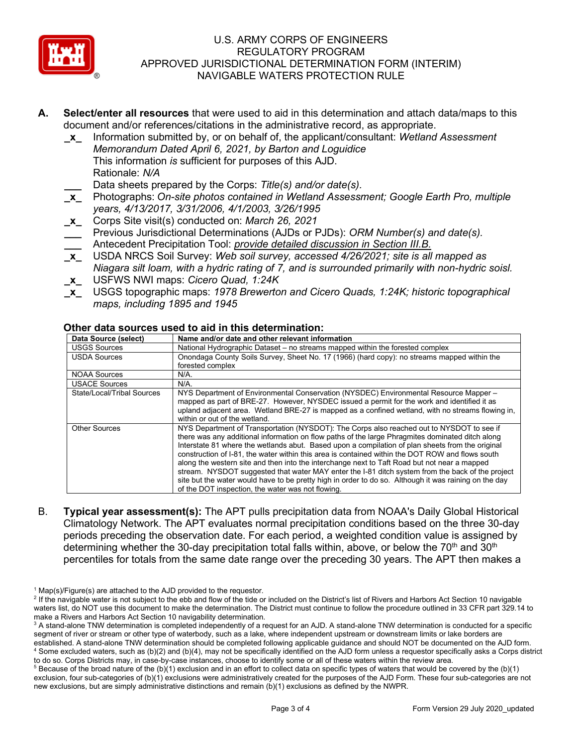**A. Select/enter all resources** that were used to aid in this determination and attach data/maps to this document and/or references/citations in the administrative record, as appropriate.

_x_ Information submitted by, or on behalf of, the applicant/consultant: *Wetland Assessment Memorandum Dated April 6, 2021, by Barton and Loguidice*
This information *is* sufficient for purposes of this AJD.
Rationale: *N/A*

___ Data sheets prepared by the Corps: *Title(s) and/or date(s).*

_x_ Photographs: *On-site photos contained in Wetland Assessment; Google Earth Pro, multiple years, 4/13/2017, 3/31/2006, 4/1/2003, 3/26/1995*

_x_ Corps Site visit(s) conducted on: *March 26, 2021*

___ Previous Jurisdictional Determinations (AJDs or PJDs): *ORM Number(s) and date(s).*

___ Antecedent Precipitation Tool: *provide detailed discussion in Section III.B.*

_x_ USDA NRCS Soil Survey: *Web soil survey, accessed 4/26/2021; site is all mapped as Niagara silt loam, with a hydric rating of 7, and is surrounded primarily with non-hydric soisl.*

_x_ USFWS NWI maps: *Cicero Quad, 1:24K*

_x_ USGS topographic maps: *1978 Brewerton and Cicero Quads, 1:24K; historic topographical maps, including 1895 and 1945*

**Other data sources used to aid in this determination:**

| Data Source (select) | Name and/or date and other relevant information |
|---|---|
| USGS Sources | National Hydrographic Dataset – no streams mapped within the forested complex |
| USDA Sources | Onondaga County Soils Survey, Sheet No. 17 (1966) (hard copy): no streams mapped within the forested complex |
| NOAA Sources | N/A. |
| USACE Sources | N/A. |
| State/Local/Tribal Sources | NYS Department of Environmental Conservation (NYSDEC) Environmental Resource Mapper – mapped as part of BRE-27. However, NYSDEC issued a permit for the work and identified it as upland adjacent area. Wetland BRE-27 is mapped as a confined wetland, with no streams flowing in, within or out of the wetland. |
| Other Sources | NYS Department of Transportation (NYSDOT): The Corps also reached out to NYSDOT to see if there was any additional information on flow paths of the large Phragmites dominated ditch along Interstate 81 where the wetlands abut. Based upon a compilation of plan sheets from the original construction of I-81, the water within this area is contained within the DOT ROW and flows south along the western site and then into the interchange next to Taft Road but not near a mapped stream. NYSDOT suggested that water MAY enter the I-81 ditch system from the back of the project site but the water would have to be pretty high in order to do so. Although it was raining on the day of the DOT inspection, the water was not flowing. |

B. **Typical year assessment(s):** The APT pulls precipitation data from NOAA's Daily Global Historical Climatology Network. The APT evaluates normal precipitation conditions based on the three 30-day periods preceding the observation date. For each period, a weighted condition value is assigned by determining whether the 30-day precipitation total falls within, above, or below the 70th and 30th percentiles for totals from the same date range over the preceding 30 years. The APT then makes a

[1] Map(s)/Figure(s) are attached to the AJD provided to the requestor.
[2] If the navigable water is not subject to the ebb and flow of the tide or included on the District's list of Rivers and Harbors Act Section 10 navigable waters list, do NOT use this document to make the determination. The District must continue to follow the procedure outlined in 33 CFR part 329.14 to make a Rivers and Harbors Act Section 10 navigability determination.
[3] A stand-alone TNW determination is completed independently of a request for an AJD. A stand-alone TNW determination is conducted for a specific segment of river or stream or other type of waterbody, such as a lake, where independent upstream or downstream limits or lake borders are established. A stand-alone TNW determination should be completed following applicable guidance and should NOT be documented on the AJD form.
[4] Some excluded waters, such as (b)(2) and (b)(4), may not be specifically identified on the AJD form unless a requestor specifically asks a Corps district to do so. Corps Districts may, in case-by-case instances, choose to identify some or all of these waters within the review area.
[5] Because of the broad nature of the (b)(1) exclusion and in an effort to collect data on specific types of waters that would be covered by the (b)(1) exclusion, four sub-categories of (b)(1) exclusions were administratively created for the purposes of the AJD Form. These four sub-categories are not new exclusions, but are simply administrative distinctions and remain (b)(1) exclusions as defined by the NWPR.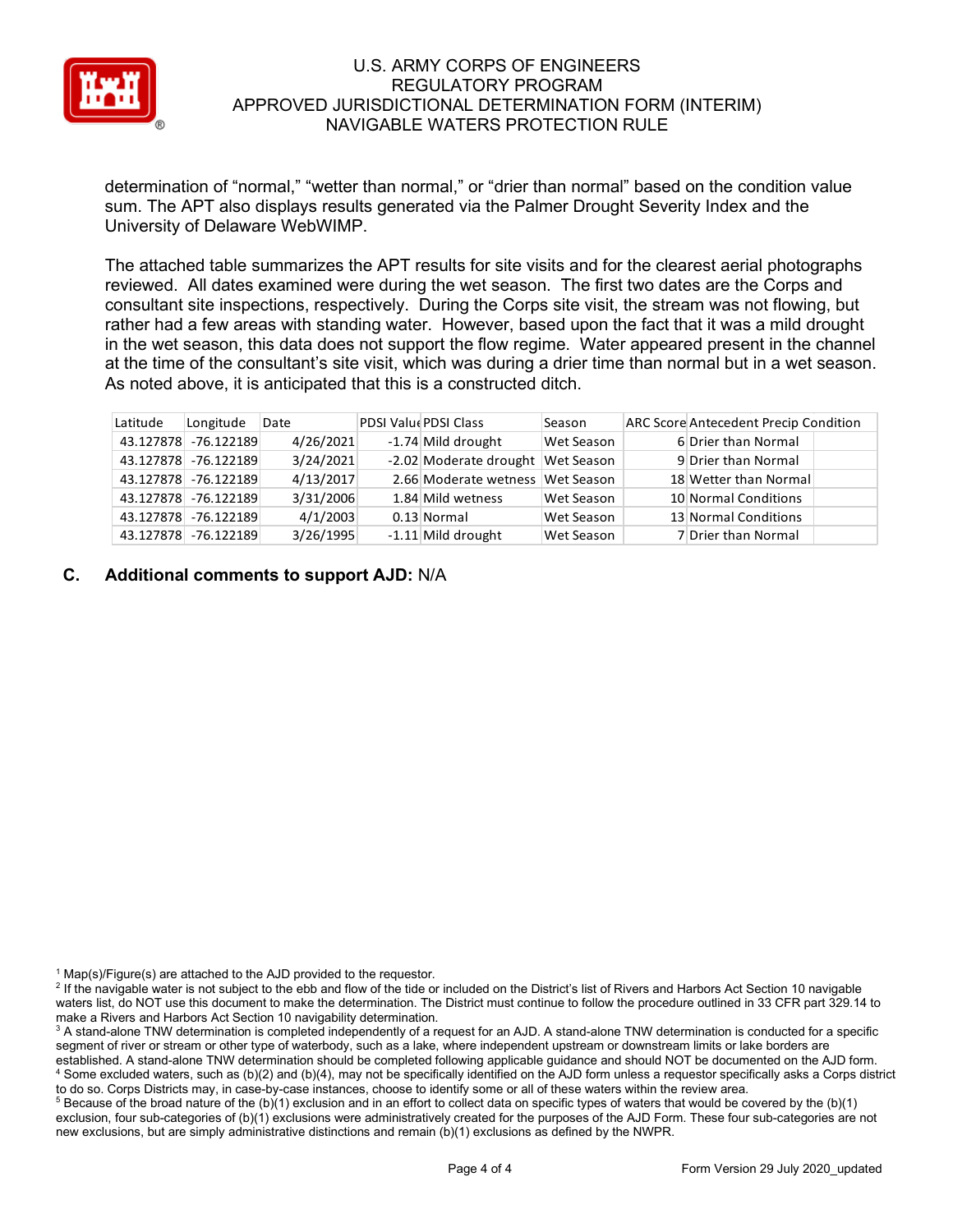determination of “normal,” “wetter than normal,” or “drier than normal” based on the condition value sum. The APT also displays results generated via the Palmer Drought Severity Index and the University of Delaware WebWIMP.

The attached table summarizes the APT results for site visits and for the clearest aerial photographs reviewed. All dates examined were during the wet season. The first two dates are the Corps and consultant site inspections, respectively. During the Corps site visit, the stream was not flowing, but rather had a few areas with standing water. However, based upon the fact that it was a mild drought in the wet season, this data does not support the flow regime. Water appeared present in the channel at the time of the consultant’s site visit, which was during a drier time than normal but in a wet season. As noted above, it is anticipated that this is a constructed ditch.

| Latitude | Longitude | Date | PDSI Value | PDSI Class | Season | ARC Score | Antecedent Precip Condition |
|---|---|---|---|---|---|---|---|
| 43.127878 | -76.122189 | 4/26/2021 | -1.74 | Mild drought | Wet Season | 6 | Drier than Normal |
| 43.127878 | -76.122189 | 3/24/2021 | -2.02 | Moderate drought | Wet Season | 9 | Drier than Normal |
| 43.127878 | -76.122189 | 4/13/2017 | 2.66 | Moderate wetness | Wet Season | 18 | Wetter than Normal |
| 43.127878 | -76.122189 | 3/31/2006 | 1.84 | Mild wetness | Wet Season | 10 | Normal Conditions |
| 43.127878 | -76.122189 | 4/1/2003 | 0.13 | Normal | Wet Season | 13 | Normal Conditions |
| 43.127878 | -76.122189 | 3/26/1995 | -1.11 | Mild drought | Wet Season | 7 | Drier than Normal |

**C. Additional comments to support AJD:** N/A

[1] Map(s)/Figure(s) are attached to the AJD provided to the requestor.
[2] If the navigable water is not subject to the ebb and flow of the tide or included on the District’s list of Rivers and Harbors Act Section 10 navigable waters list, do NOT use this document to make the determination. The District must continue to follow the procedure outlined in 33 CFR part 329.14 to make a Rivers and Harbors Act Section 10 navigability determination.
[3] A stand-alone TNW determination is completed independently of a request for an AJD. A stand-alone TNW determination is conducted for a specific segment of river or stream or other type of waterbody, such as a lake, where independent upstream or downstream limits or lake borders are established. A stand-alone TNW determination should be completed following applicable guidance and should NOT be documented on the AJD form.
[4] Some excluded waters, such as (b)(2) and (b)(4), may not be specifically identified on the AJD form unless a requestor specifically asks a Corps district to do so. Corps Districts may, in case-by-case instances, choose to identify some or all of these waters within the review area.
[5] Because of the broad nature of the (b)(1) exclusion and in an effort to collect data on specific types of waters that would be covered by the (b)(1) exclusion, four sub-categories of (b)(1) exclusions were administratively created for the purposes of the AJD Form. These four sub-categories are not new exclusions, but are simply administrative distinctions and remain (b)(1) exclusions as defined by the NWPR.